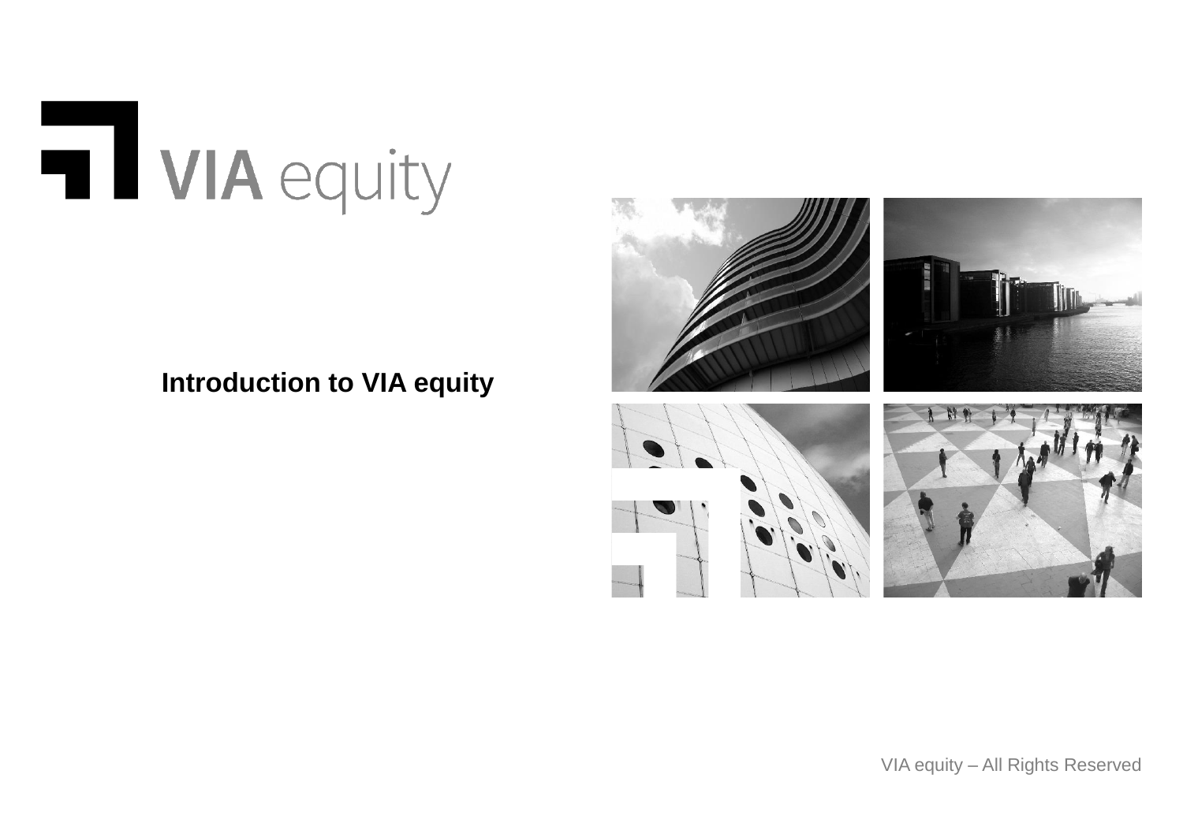VIA equity

# Introduction to VIA equity

VIA equity – All Rights Reserved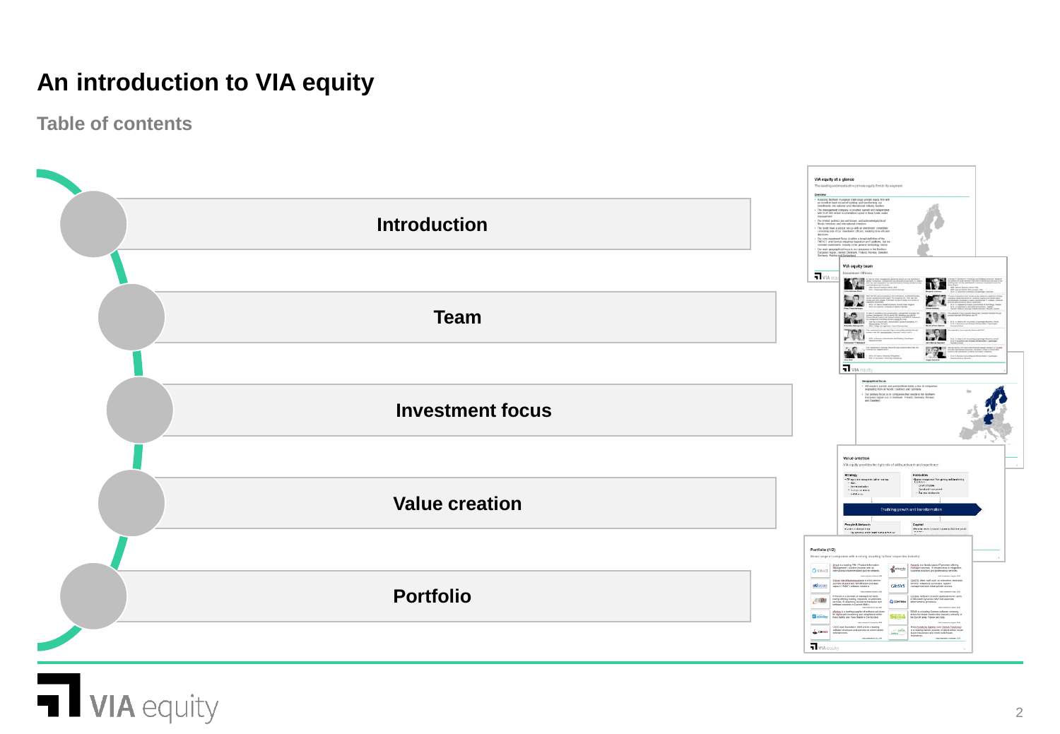# An introduction to VIA equity

## Table of contents

- Introduction
- Team
- Investment focus
- Value creation
- Portfolio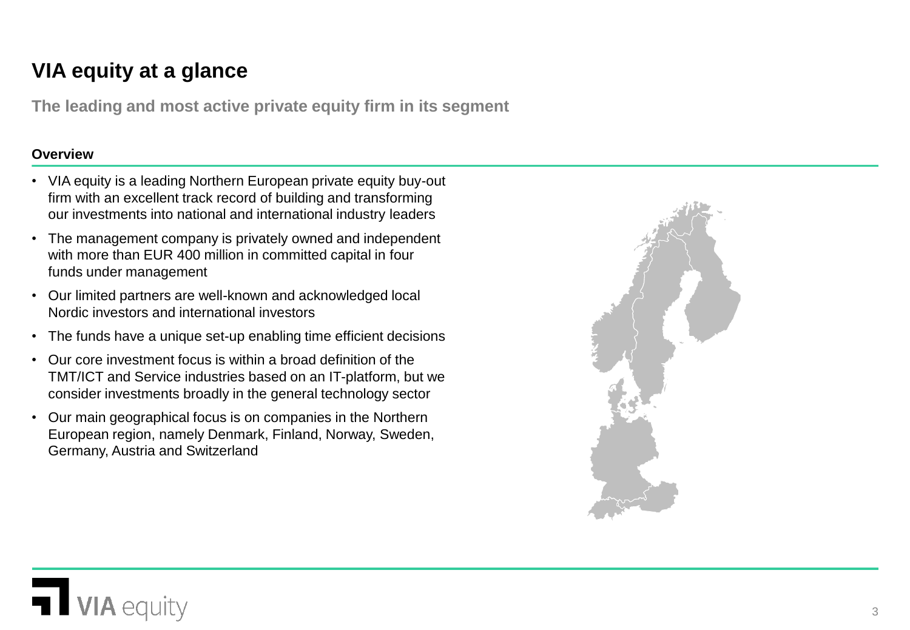# VIA equity at a glance

## The leading and most active private equity firm in its segment

### Overview

- VIA equity is a leading Northern European private equity buy-out firm with an excellent track record of building and transforming our investments into national and international industry leaders
- The management company is privately owned and independent with more than EUR 400 million in committed capital in four funds under management
- Our limited partners are well-known and acknowledged local Nordic investors and international investors
- The funds have a unique set-up enabling time efficient decisions
- Our core investment focus is within a broad definition of the TMT/ICT and Service industries based on an IT-platform, but we consider investments broadly in the general technology sector
- Our main geographical focus is on companies in the Northern European region, namely Denmark, Finland, Norway, Sweden, Germany, Austria and Switzerland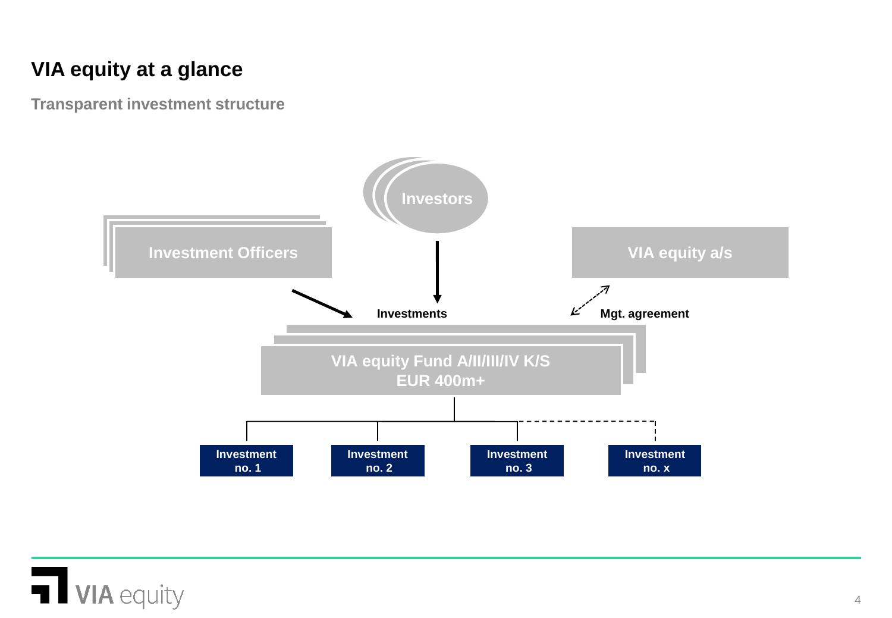# VIA equity at a glance

## Transparent investment structure

Investors

Investment Officers

VIA equity a/s

Investments

Mgt. agreement

VIA equity Fund A/II/III/IV K/S
EUR 400m+

Investment no. 1

Investment no. 2

Investment no. 3

Investment no. x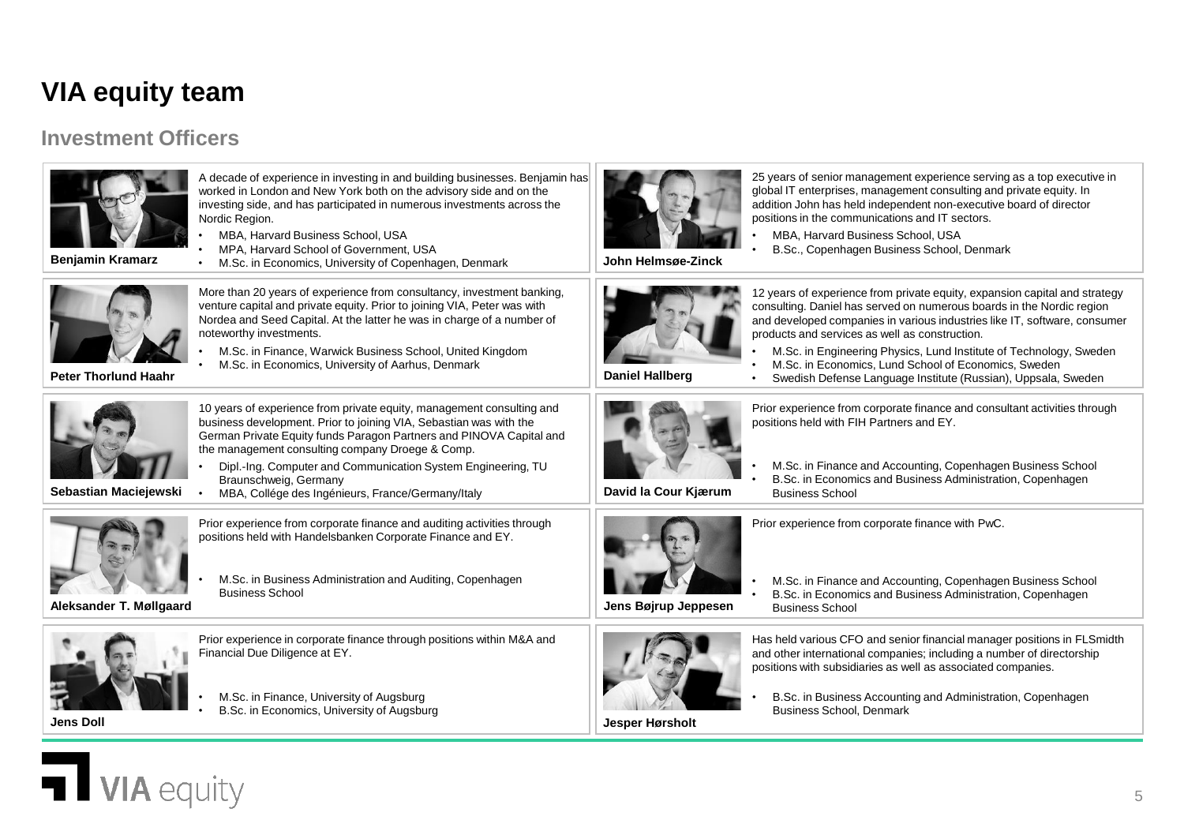# VIA equity team

## Investment Officers

**Benjamin Kramarz**

A decade of experience in investing in and building businesses. Benjamin has worked in London and New York both on the advisory side and on the investing side, and has participated in numerous investments across the Nordic Region.

- MBA, Harvard Business School, USA
- MPA, Harvard School of Government, USA
- M.Sc. in Economics, University of Copenhagen, Denmark

**John Helmsøe-Zinck**

25 years of senior management experience serving as a top executive in global IT enterprises, management consulting and private equity. In addition John has held independent non-executive board of director positions in the communications and IT sectors.

- MBA, Harvard Business School, USA
- B.Sc., Copenhagen Business School, Denmark

**Peter Thorlund Haahr**

More than 20 years of experience from consultancy, investment banking, venture capital and private equity. Prior to joining VIA, Peter was with Nordea and Seed Capital. At the latter he was in charge of a number of noteworthy investments.

- M.Sc. in Finance, Warwick Business School, United Kingdom
- M.Sc. in Economics, University of Aarhus, Denmark

**Daniel Hallberg**

12 years of experience from private equity, expansion capital and strategy consulting. Daniel has served on numerous boards in the Nordic region and developed companies in various industries like IT, software, consumer products and services as well as construction.

- M.Sc. in Engineering Physics, Lund Institute of Technology, Sweden
- M.Sc. in Economics, Lund School of Economics, Sweden
- Swedish Defense Language Institute (Russian), Uppsala, Sweden

**Sebastian Maciejewski**

10 years of experience from private equity, management consulting and business development. Prior to joining VIA, Sebastian was with the German Private Equity funds Paragon Partners and PINOVA Capital and the management consulting company Droege & Comp.

- Dipl.-Ing. Computer and Communication System Engineering, TU Braunschweig, Germany
- MBA, Collége des Ingénieurs, France/Germany/Italy

**David la Cour Kjærum**

Prior experience from corporate finance and consultant activities through positions held with FIH Partners and EY.

- M.Sc. in Finance and Accounting, Copenhagen Business School
- B.Sc. in Economics and Business Administration, Copenhagen Business School

**Aleksander T. Møllgaard**

Prior experience from corporate finance and auditing activities through positions held with Handelsbanken Corporate Finance and EY.

- M.Sc. in Business Administration and Auditing, Copenhagen Business School

**Jens Bøjrup Jeppesen**

Prior experience from corporate finance with PwC.

- M.Sc. in Finance and Accounting, Copenhagen Business School
- B.Sc. in Economics and Business Administration, Copenhagen Business School

**Jens Doll**

Prior experience in corporate finance through positions within M&A and Financial Due Diligence at EY.

- M.Sc. in Finance, University of Augsburg
- B.Sc. in Economics, University of Augsburg

**Jesper Hørsholt**

Has held various CFO and senior financial manager positions in FLSmidth and other international companies; including a number of directorship positions with subsidiaries as well as associated companies.

- B.Sc. in Business Accounting and Administration, Copenhagen Business School, Denmark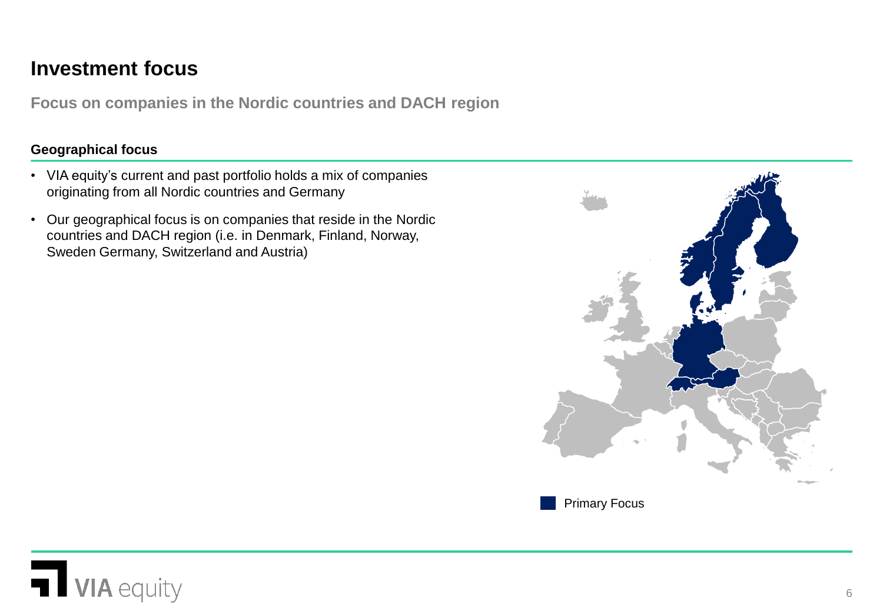# Investment focus

**Focus on companies in the Nordic countries and DACH region**

### Geographical focus

- VIA equity's current and past portfolio holds a mix of companies originating from all Nordic countries and Germany
- Our geographical focus is on companies that reside in the Nordic countries and DACH region (i.e. in Denmark, Finland, Norway, Sweden Germany, Switzerland and Austria)

Primary Focus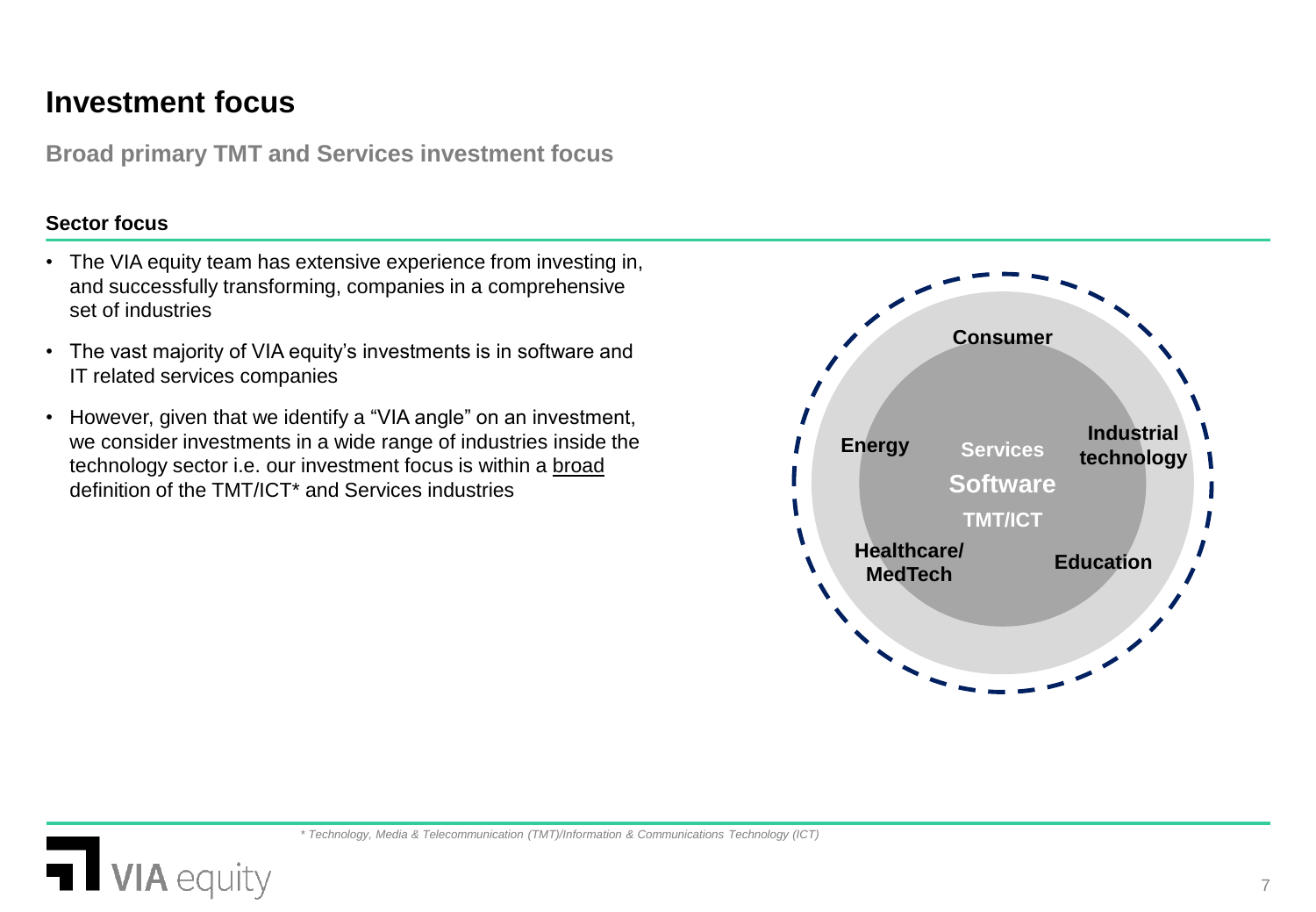# Investment focus

## Broad primary TMT and Services investment focus

### Sector focus

- The VIA equity team has extensive experience from investing in, and successfully transforming, companies in a comprehensive set of industries
- The vast majority of VIA equity's investments is in software and IT related services companies
- However, given that we identify a "VIA angle" on an investment, we consider investments in a wide range of industries inside the technology sector i.e. our investment focus is within a broad definition of the TMT/ICT* and Services industries

Consumer

Energy

Services

Software

TMT/ICT

Industrial technology

Healthcare/ MedTech

Education

*\* Technology, Media & Telecommunication (TMT)/Information & Communications Technology (ICT)*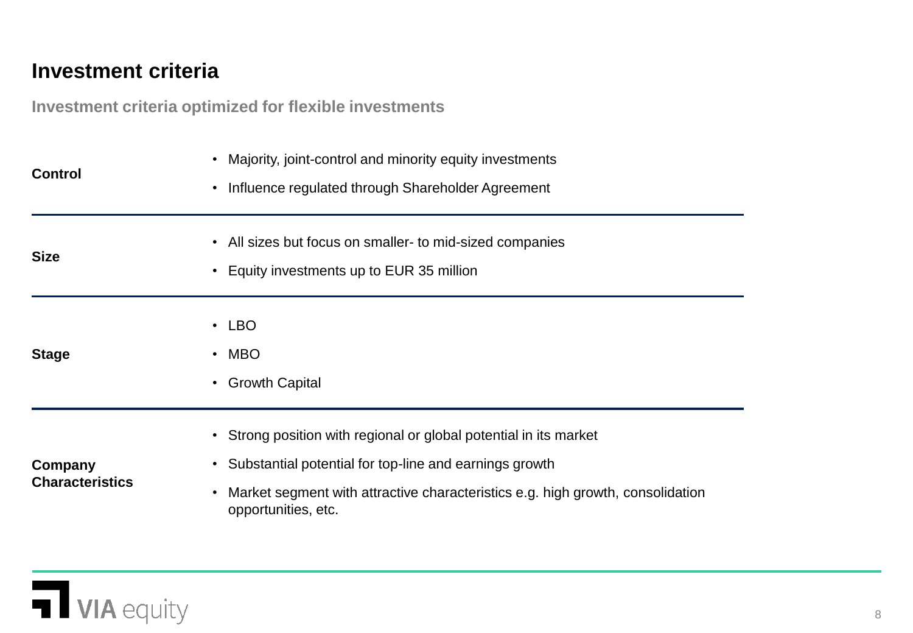# Investment criteria

**Investment criteria optimized for flexible investments**

| | |
|---|---|
| **Control** | • Majority, joint-control and minority equity investments<br>• Influence regulated through Shareholder Agreement |
| **Size** | • All sizes but focus on smaller- to mid-sized companies<br>• Equity investments up to EUR 35 million |
| **Stage** | • LBO<br>• MBO<br>• Growth Capital |
| **Company Characteristics** | • Strong position with regional or global potential in its market<br>• Substantial potential for top-line and earnings growth<br>• Market segment with attractive characteristics e.g. high growth, consolidation opportunities, etc. |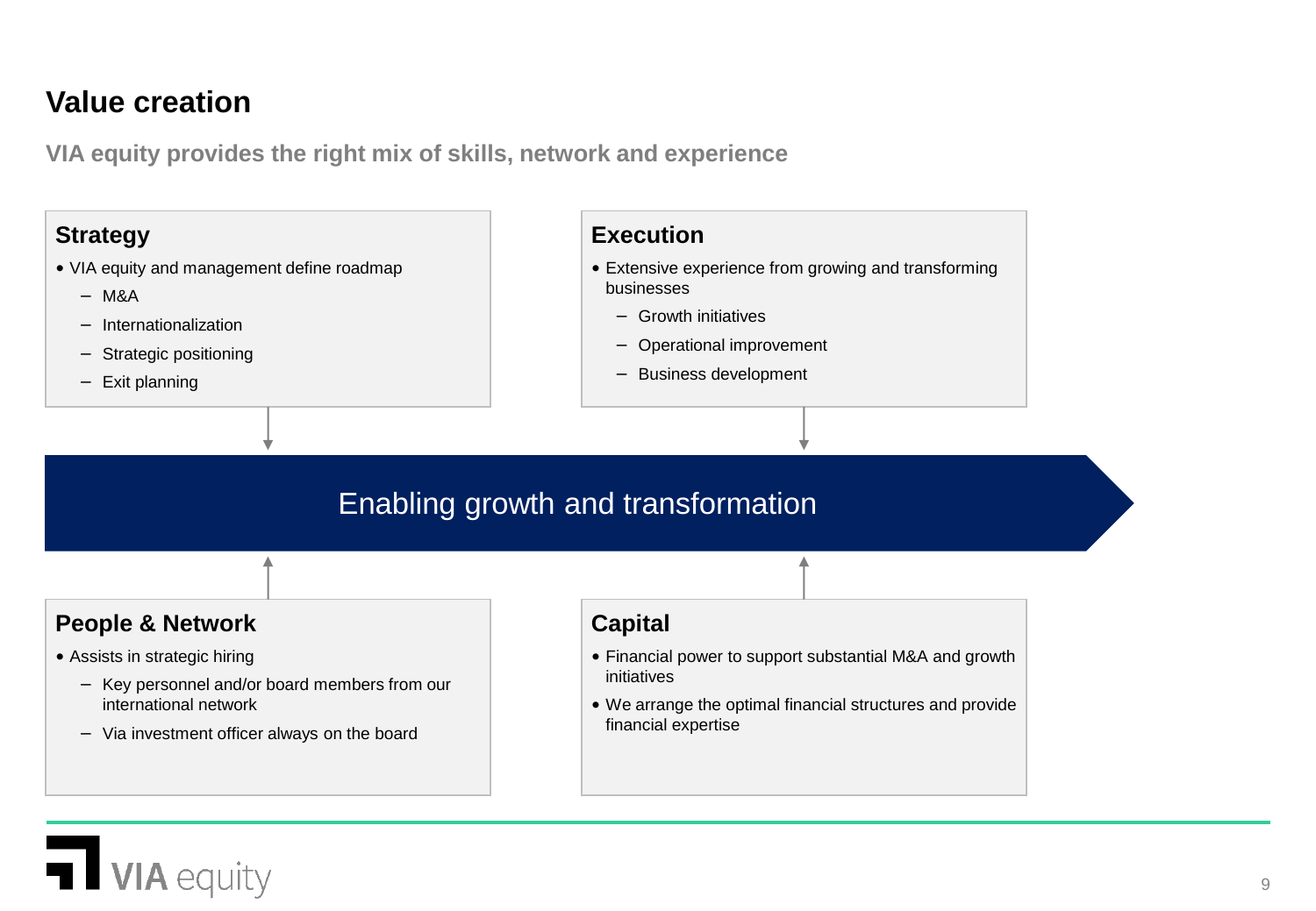# Value creation

**VIA equity provides the right mix of skills, network and experience**

### Strategy

- VIA equity and management define roadmap
  - M&A
  - Internationalization
  - Strategic positioning
  - Exit planning

### Execution

- Extensive experience from growing and transforming businesses
  - Growth initiatives
  - Operational improvement
  - Business development

**Enabling growth and transformation**

### People & Network

- Assists in strategic hiring
  - Key personnel and/or board members from our international network
  - Via investment officer always on the board

### Capital

- Financial power to support substantial M&A and growth initiatives
- We arrange the optimal financial structures and provide financial expertise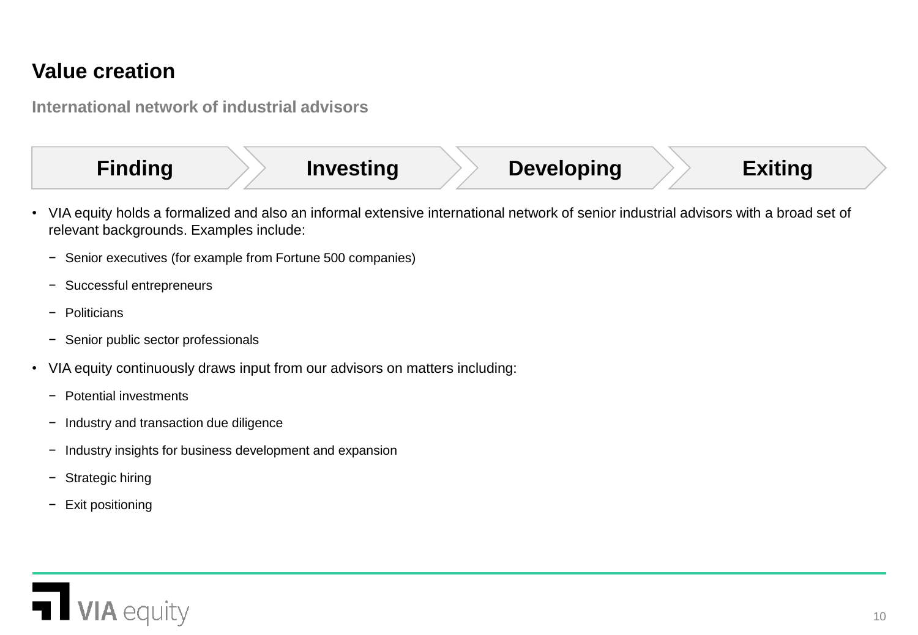## Value creation

### International network of industrial advisors

Finding → Investing → Developing → Exiting

- VIA equity holds a formalized and also an informal extensive international network of senior industrial advisors with a broad set of relevant backgrounds. Examples include:
  - Senior executives (for example from Fortune 500 companies)
  - Successful entrepreneurs
  - Politicians
  - Senior public sector professionals
- VIA equity continuously draws input from our advisors on matters including:
  - Potential investments
  - Industry and transaction due diligence
  - Industry insights for business development and expansion
  - Strategic hiring
  - Exit positioning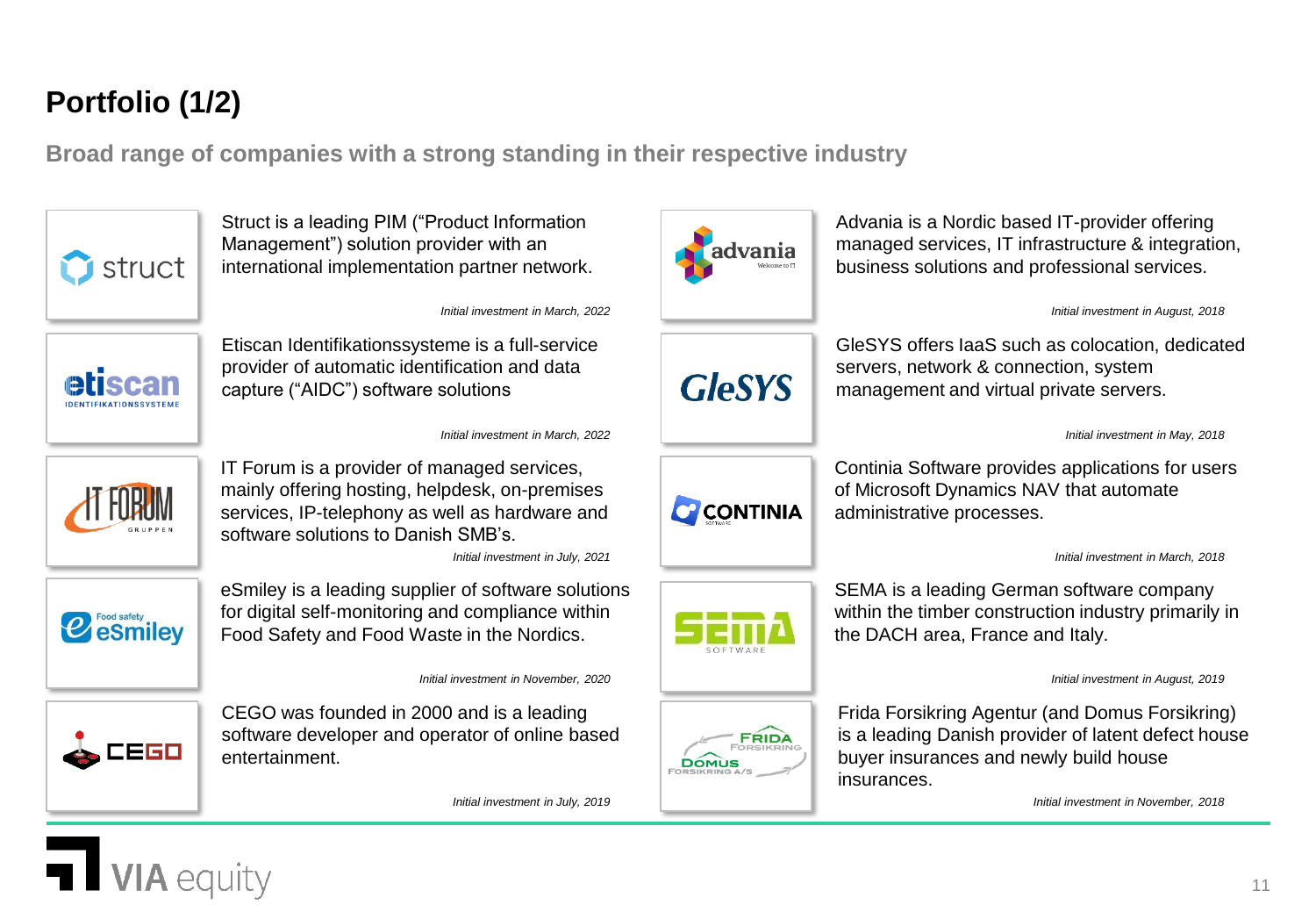# Portfolio (1/2)

## Broad range of companies with a strong standing in their respective industry

Struct is a leading PIM ("Product Information Management") solution provider with an international implementation partner network.

*Initial investment in March, 2022*

Etiscan Identifikationssysteme is a full-service provider of automatic identification and data capture ("AIDC") software solutions

*Initial investment in March, 2022*

IT Forum is a provider of managed services, mainly offering hosting, helpdesk, on-premises services, IP-telephony as well as hardware and software solutions to Danish SMB's.

*Initial investment in July, 2021*

eSmiley is a leading supplier of software solutions for digital self-monitoring and compliance within Food Safety and Food Waste in the Nordics.

*Initial investment in November, 2020*

CEGO was founded in 2000 and is a leading software developer and operator of online based entertainment.

*Initial investment in July, 2019*

Advania is a Nordic based IT-provider offering managed services, IT infrastructure & integration, business solutions and professional services.

*Initial investment in August, 2018*

GleSYS offers IaaS such as colocation, dedicated servers, network & connection, system management and virtual private servers.

*Initial investment in May, 2018*

Continia Software provides applications for users of Microsoft Dynamics NAV that automate administrative processes.

*Initial investment in March, 2018*

SEMA is a leading German software company within the timber construction industry primarily in the DACH area, France and Italy.

*Initial investment in August, 2019*

Frida Forsikring Agentur (and Domus Forsikring) is a leading Danish provider of latent defect house buyer insurances and newly build house insurances.

*Initial investment in November, 2018*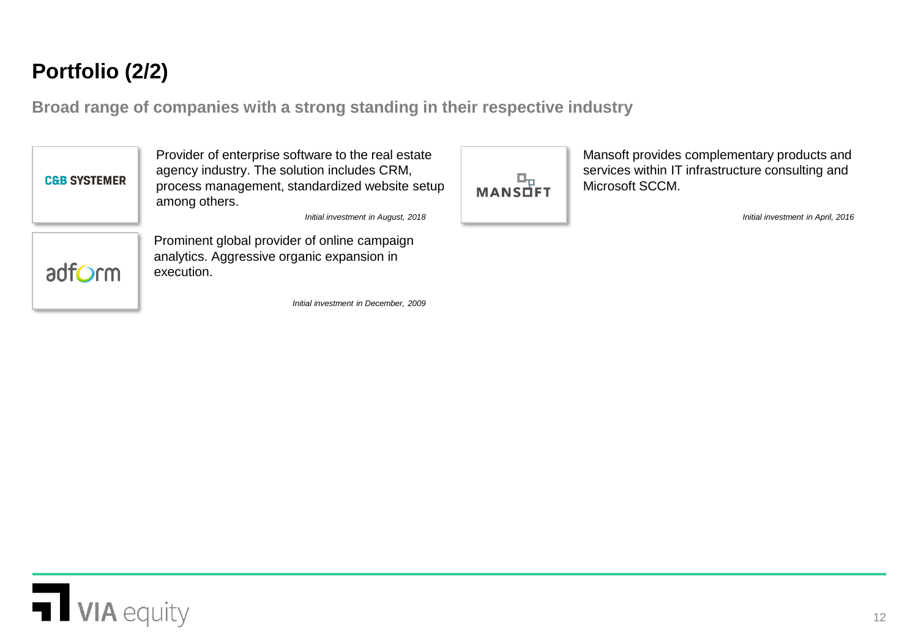# Portfolio (2/2)

**Broad range of companies with a strong standing in their respective industry**

**C&B SYSTEMER**

Provider of enterprise software to the real estate agency industry. The solution includes CRM, process management, standardized website setup among others.

*Initial investment in August, 2018*

**MANSOFT**

Mansoft provides complementary products and services within IT infrastructure consulting and Microsoft SCCM.

*Initial investment in April, 2016*

**adform**

Prominent global provider of online campaign analytics. Aggressive organic expansion in execution.

*Initial investment in December, 2009*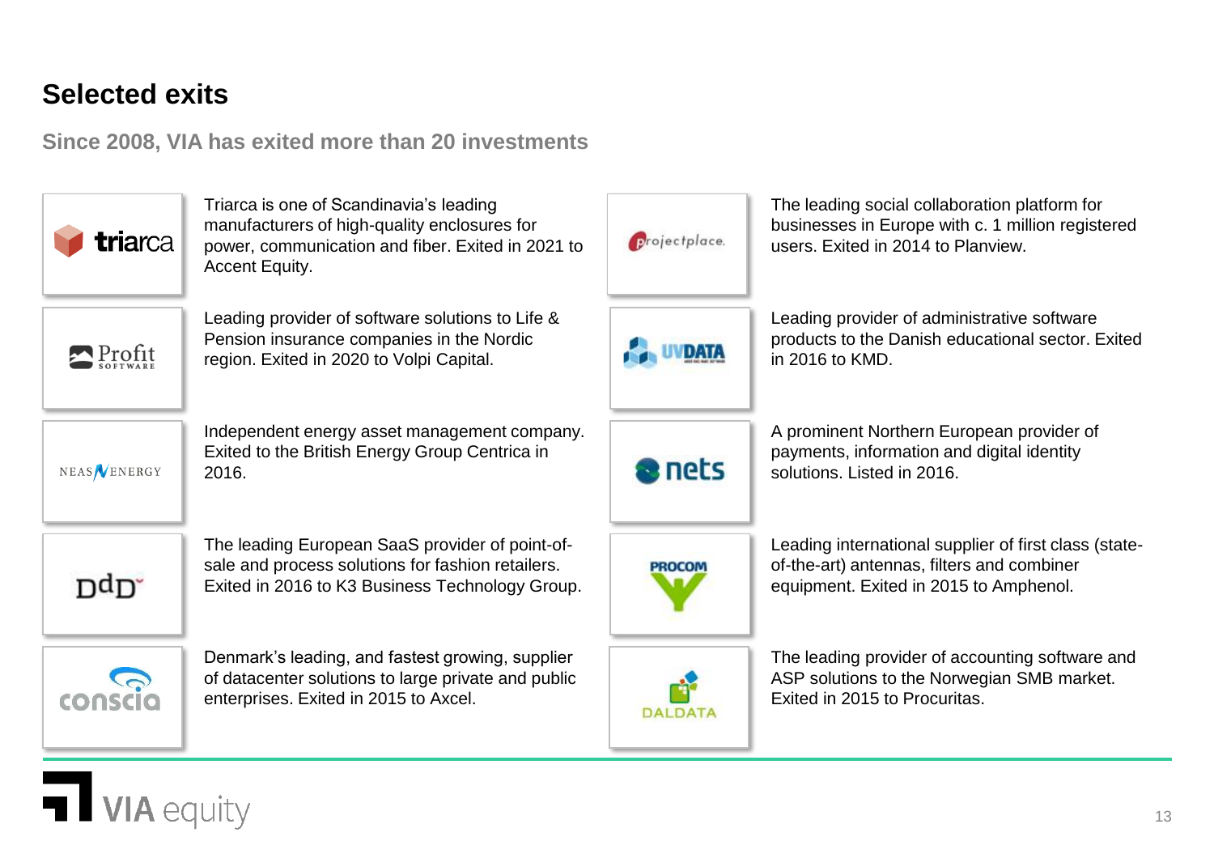# Selected exits

## Since 2008, VIA has exited more than 20 investments

**triarca**

Triarca is one of Scandinavia's leading manufacturers of high-quality enclosures for power, communication and fiber. Exited in 2021 to Accent Equity.

**Profit Software**

Leading provider of software solutions to Life & Pension insurance companies in the Nordic region. Exited in 2020 to Volpi Capital.

**NEAS ENERGY**

Independent energy asset management company. Exited to the British Energy Group Centrica in 2016.

**DdD**

The leading European SaaS provider of point-of-sale and process solutions for fashion retailers. Exited in 2016 to K3 Business Technology Group.

**conscia**

Denmark's leading, and fastest growing, supplier of datacenter solutions to large private and public enterprises. Exited in 2015 to Axcel.

**projectplace**

The leading social collaboration platform for businesses in Europe with c. 1 million registered users. Exited in 2014 to Planview.

**UVDATA**

Leading provider of administrative software products to the Danish educational sector. Exited in 2016 to KMD.

**nets**

A prominent Northern European provider of payments, information and digital identity solutions. Listed in 2016.

**PROCOM**

Leading international supplier of first class (state-of-the-art) antennas, filters and combiner equipment. Exited in 2015 to Amphenol.

**DALDATA**

The leading provider of accounting software and ASP solutions to the Norwegian SMB market. Exited in 2015 to Procuritas.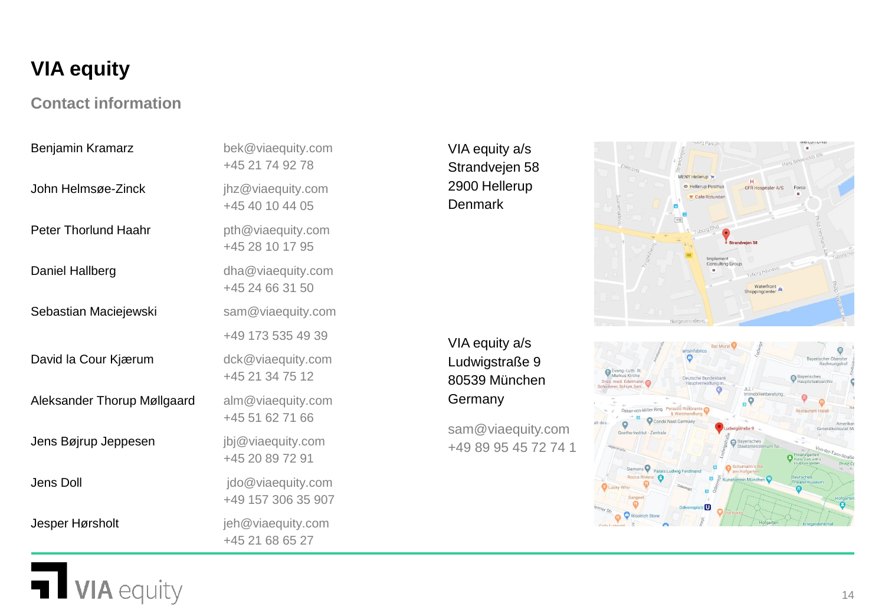# VIA equity

## Contact information

| | |
|---|---|
| Benjamin Kramarz | bek@viaequity.com<br>+45 21 74 92 78 |
| John Helmsøe-Zinck | jhz@viaequity.com<br>+45 40 10 44 05 |
| Peter Thorlund Haahr | pth@viaequity.com<br>+45 28 10 17 95 |
| Daniel Hallberg | dha@viaequity.com<br>+45 24 66 31 50 |
| Sebastian Maciejewski | sam@viaequity.com<br>+49 173 535 49 39 |
| David la Cour Kjærum | dck@viaequity.com<br>+45 21 34 75 12 |
| Aleksander Thorup Møllgaard | alm@viaequity.com<br>+45 51 62 71 66 |
| Jens Bøjrup Jeppesen | jbj@viaequity.com<br>+45 20 89 72 91 |
| Jens Doll | jdo@viaequity.com<br>+49 157 306 35 907 |
| Jesper Hørsholt | jeh@viaequity.com<br>+45 21 68 65 27 |

VIA equity a/s
Strandvejen 58
2900 Hellerup
Denmark

VIA equity a/s
Ludwigstraße 9
80539 München
Germany

sam@viaequity.com
+49 89 95 45 72 74 1

VIA equity